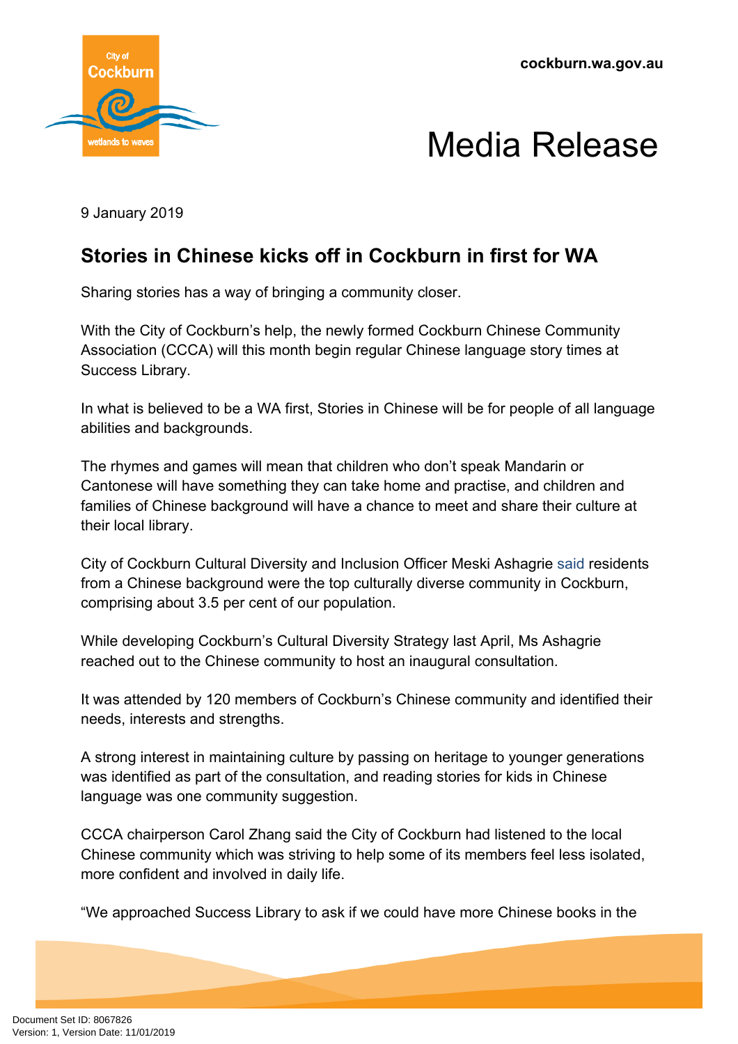cockburn.wa.gov.au

# Media Release

9 January 2019

## Stories in Chinese kicks off in Cockburn in first for WA

Sharing stories has a way of bringing a community closer.

With the City of Cockburn's help, the newly formed Cockburn Chinese Community Association (CCCA) will this month begin regular Chinese language story times at Success Library.

In what is believed to be a WA first, Stories in Chinese will be for people of all language abilities and backgrounds.

The rhymes and games will mean that children who don't speak Mandarin or Cantonese will have something they can take home and practise, and children and families of Chinese background will have a chance to meet and share their culture at their local library.

City of Cockburn Cultural Diversity and Inclusion Officer Meski Ashagrie said residents from a Chinese background were the top culturally diverse community in Cockburn, comprising about 3.5 per cent of our population.

While developing Cockburn's Cultural Diversity Strategy last April, Ms Ashagrie reached out to the Chinese community to host an inaugural consultation.

It was attended by 120 members of Cockburn's Chinese community and identified their needs, interests and strengths.

A strong interest in maintaining culture by passing on heritage to younger generations was identified as part of the consultation, and reading stories for kids in Chinese language was one community suggestion.

CCCA chairperson Carol Zhang said the City of Cockburn had listened to the local Chinese community which was striving to help some of its members feel less isolated, more confident and involved in daily life.

"We approached Success Library to ask if we could have more Chinese books in the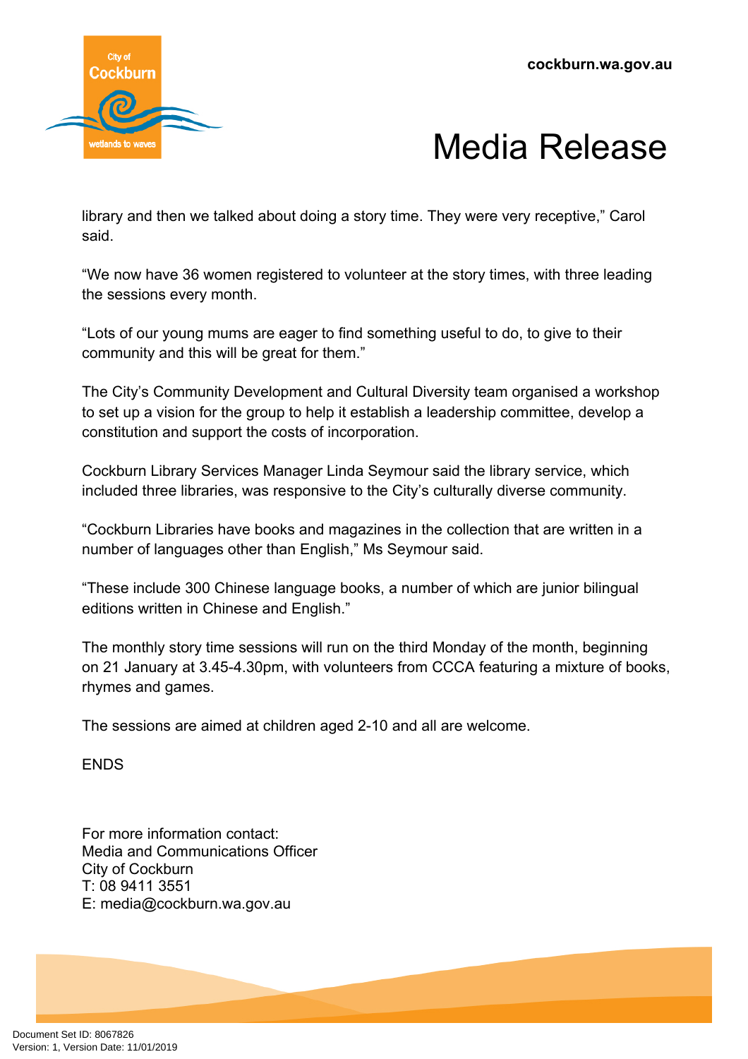library and then we talked about doing a story time. They were very receptive," Carol said.

"We now have 36 women registered to volunteer at the story times, with three leading the sessions every month.

"Lots of our young mums are eager to find something useful to do, to give to their community and this will be great for them."

The City's Community Development and Cultural Diversity team organised a workshop to set up a vision for the group to help it establish a leadership committee, develop a constitution and support the costs of incorporation.

Cockburn Library Services Manager Linda Seymour said the library service, which included three libraries, was responsive to the City's culturally diverse community.

"Cockburn Libraries have books and magazines in the collection that are written in a number of languages other than English," Ms Seymour said.

"These include 300 Chinese language books, a number of which are junior bilingual editions written in Chinese and English."

The monthly story time sessions will run on the third Monday of the month, beginning on 21 January at 3.45-4.30pm, with volunteers from CCCA featuring a mixture of books, rhymes and games.

The sessions are aimed at children aged 2-10 and all are welcome.

ENDS

For more information contact:
Media and Communications Officer
City of Cockburn
T: 08 9411 3551
E: media@cockburn.wa.gov.au